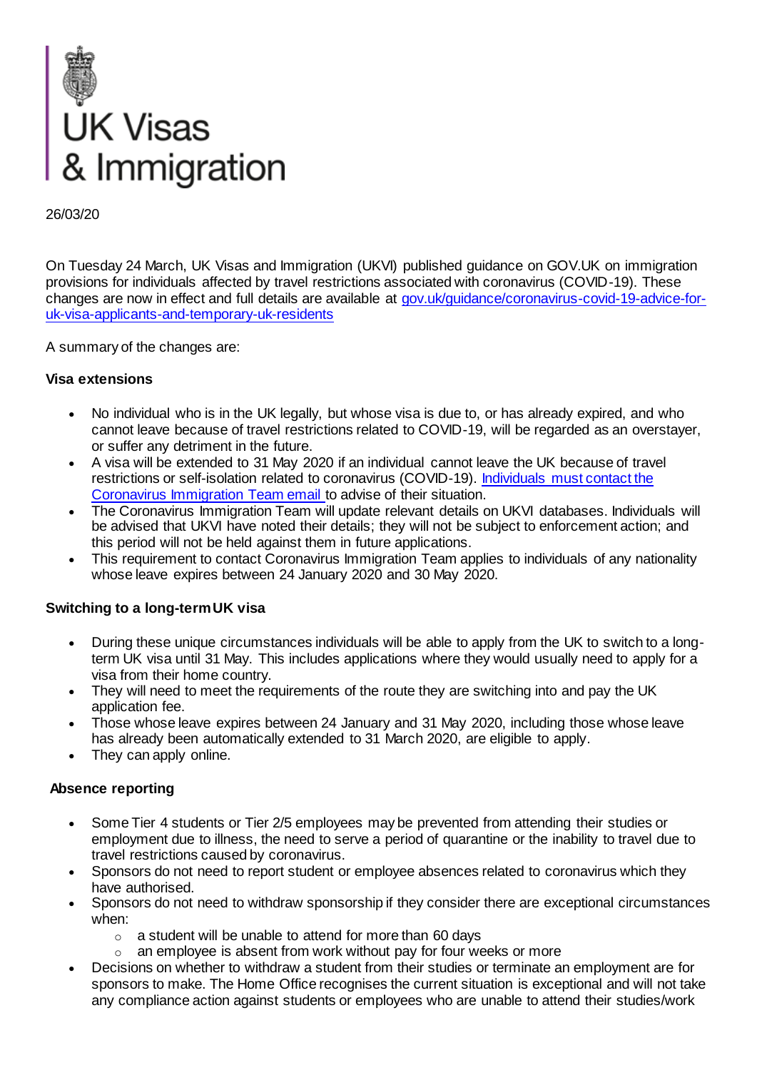UK Visas & Immigration

26/03/20

On Tuesday 24 March, UK Visas and Immigration (UKVI) published guidance on GOV.UK on immigration provisions for individuals affected by travel restrictions associated with coronavirus (COVID-19). These changes are now in effect and full details are available at gov.uk/guidance/coronavirus-covid-19-advice-for-uk-visa-applicants-and-temporary-uk-residents

A summary of the changes are:

**Visa extensions**

- No individual who is in the UK legally, but whose visa is due to, or has already expired, and who cannot leave because of travel restrictions related to COVID-19, will be regarded as an overstayer, or suffer any detriment in the future.
- A visa will be extended to 31 May 2020 if an individual cannot leave the UK because of travel restrictions or self-isolation related to coronavirus (COVID-19). Individuals must contact the Coronavirus Immigration Team email to advise of their situation.
- The Coronavirus Immigration Team will update relevant details on UKVI databases. Individuals will be advised that UKVI have noted their details; they will not be subject to enforcement action; and this period will not be held against them in future applications.
- This requirement to contact Coronavirus Immigration Team applies to individuals of any nationality whose leave expires between 24 January 2020 and 30 May 2020.

**Switching to a long-term UK visa**

- During these unique circumstances individuals will be able to apply from the UK to switch to a long-term UK visa until 31 May. This includes applications where they would usually need to apply for a visa from their home country.
- They will need to meet the requirements of the route they are switching into and pay the UK application fee.
- Those whose leave expires between 24 January and 31 May 2020, including those whose leave has already been automatically extended to 31 March 2020, are eligible to apply.
- They can apply online.

**Absence reporting**

- Some Tier 4 students or Tier 2/5 employees may be prevented from attending their studies or employment due to illness, the need to serve a period of quarantine or the inability to travel due to travel restrictions caused by coronavirus.
- Sponsors do not need to report student or employee absences related to coronavirus which they have authorised.
- Sponsors do not need to withdraw sponsorship if they consider there are exceptional circumstances when:
  - a student will be unable to attend for more than 60 days
  - an employee is absent from work without pay for four weeks or more
- Decisions on whether to withdraw a student from their studies or terminate an employment are for sponsors to make. The Home Office recognises the current situation is exceptional and will not take any compliance action against students or employees who are unable to attend their studies/work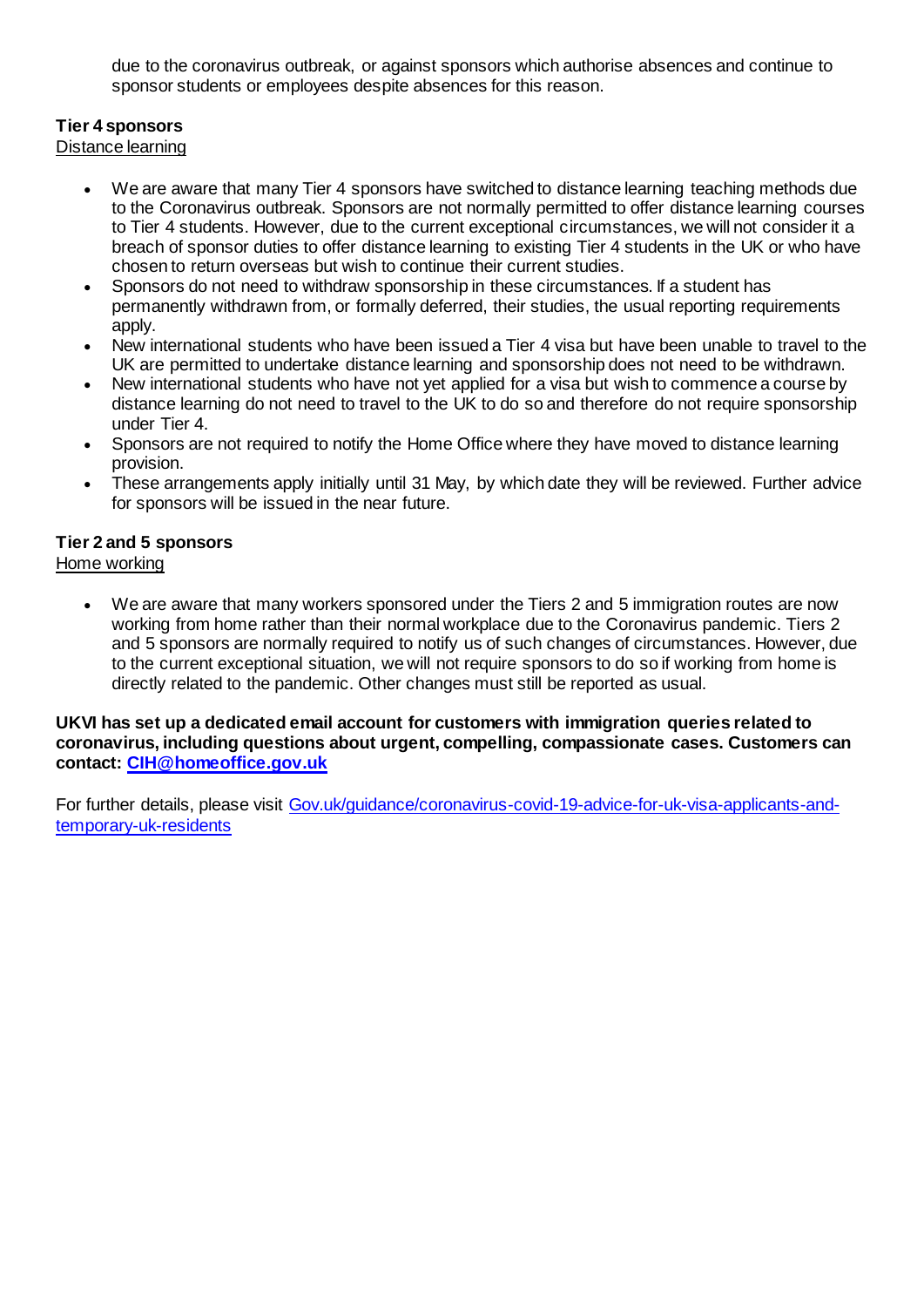due to the coronavirus outbreak, or against sponsors which authorise absences and continue to sponsor students or employees despite absences for this reason.

**Tier 4 sponsors**

Distance learning

- We are aware that many Tier 4 sponsors have switched to distance learning teaching methods due to the Coronavirus outbreak. Sponsors are not normally permitted to offer distance learning courses to Tier 4 students. However, due to the current exceptional circumstances, we will not consider it a breach of sponsor duties to offer distance learning to existing Tier 4 students in the UK or who have chosen to return overseas but wish to continue their current studies.
- Sponsors do not need to withdraw sponsorship in these circumstances. If a student has permanently withdrawn from, or formally deferred, their studies, the usual reporting requirements apply.
- New international students who have been issued a Tier 4 visa but have been unable to travel to the UK are permitted to undertake distance learning and sponsorship does not need to be withdrawn.
- New international students who have not yet applied for a visa but wish to commence a course by distance learning do not need to travel to the UK to do so and therefore do not require sponsorship under Tier 4.
- Sponsors are not required to notify the Home Office where they have moved to distance learning provision.
- These arrangements apply initially until 31 May, by which date they will be reviewed. Further advice for sponsors will be issued in the near future.

**Tier 2 and 5 sponsors**

Home working

- We are aware that many workers sponsored under the Tiers 2 and 5 immigration routes are now working from home rather than their normal workplace due to the Coronavirus pandemic. Tiers 2 and 5 sponsors are normally required to notify us of such changes of circumstances. However, due to the current exceptional situation, we will not require sponsors to do so if working from home is directly related to the pandemic. Other changes must still be reported as usual.

**UKVI has set up a dedicated email account for customers with immigration queries related to coronavirus, including questions about urgent, compelling, compassionate cases. Customers can contact: CIH@homeoffice.gov.uk**

For further details, please visit Gov.uk/guidance/coronavirus-covid-19-advice-for-uk-visa-applicants-and-temporary-uk-residents